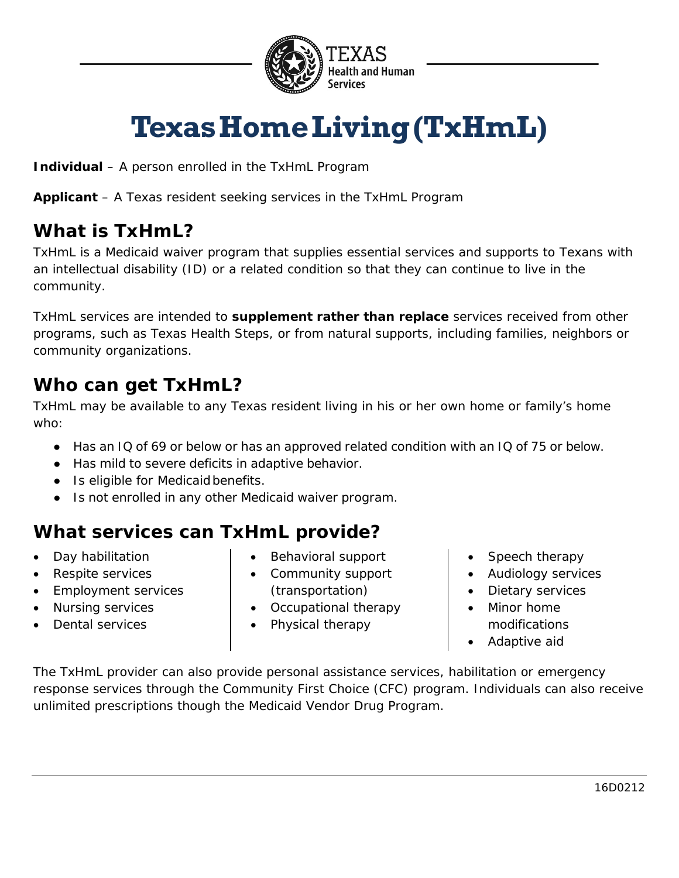# Texas Home Living (TxHmL)

**Individual** – A person enrolled in the TxHmL Program

**Applicant** – A Texas resident seeking services in the TxHmL Program

## What is TxHmL?

TxHmL is a Medicaid waiver program that supplies essential services and supports to Texans with an intellectual disability (ID) or a related condition so that they can continue to live in the community.

TxHmL services are intended to **supplement rather than replace** services received from other programs, such as Texas Health Steps, or from natural supports, including families, neighbors or community organizations.

## Who can get TxHmL?

TxHmL may be available to any Texas resident living in his or her own home or family's home who:

- Has an IQ of 69 or below or has an approved related condition with an IQ of 75 or below.
- Has mild to severe deficits in adaptive behavior.
- Is eligible for Medicaid benefits.
- Is not enrolled in any other Medicaid waiver program.

## What services can TxHmL provide?

- Day habilitation
- Respite services
- Employment services
- Nursing services
- Dental services
- Behavioral support
- Community support (transportation)
- Occupational therapy
- Physical therapy
- Speech therapy
- Audiology services
- Dietary services
- Minor home modifications
- Adaptive aid

The TxHmL provider can also provide personal assistance services, habilitation or emergency response services through the Community First Choice (CFC) program. Individuals can also receive unlimited prescriptions though the Medicaid Vendor Drug Program.

16D0212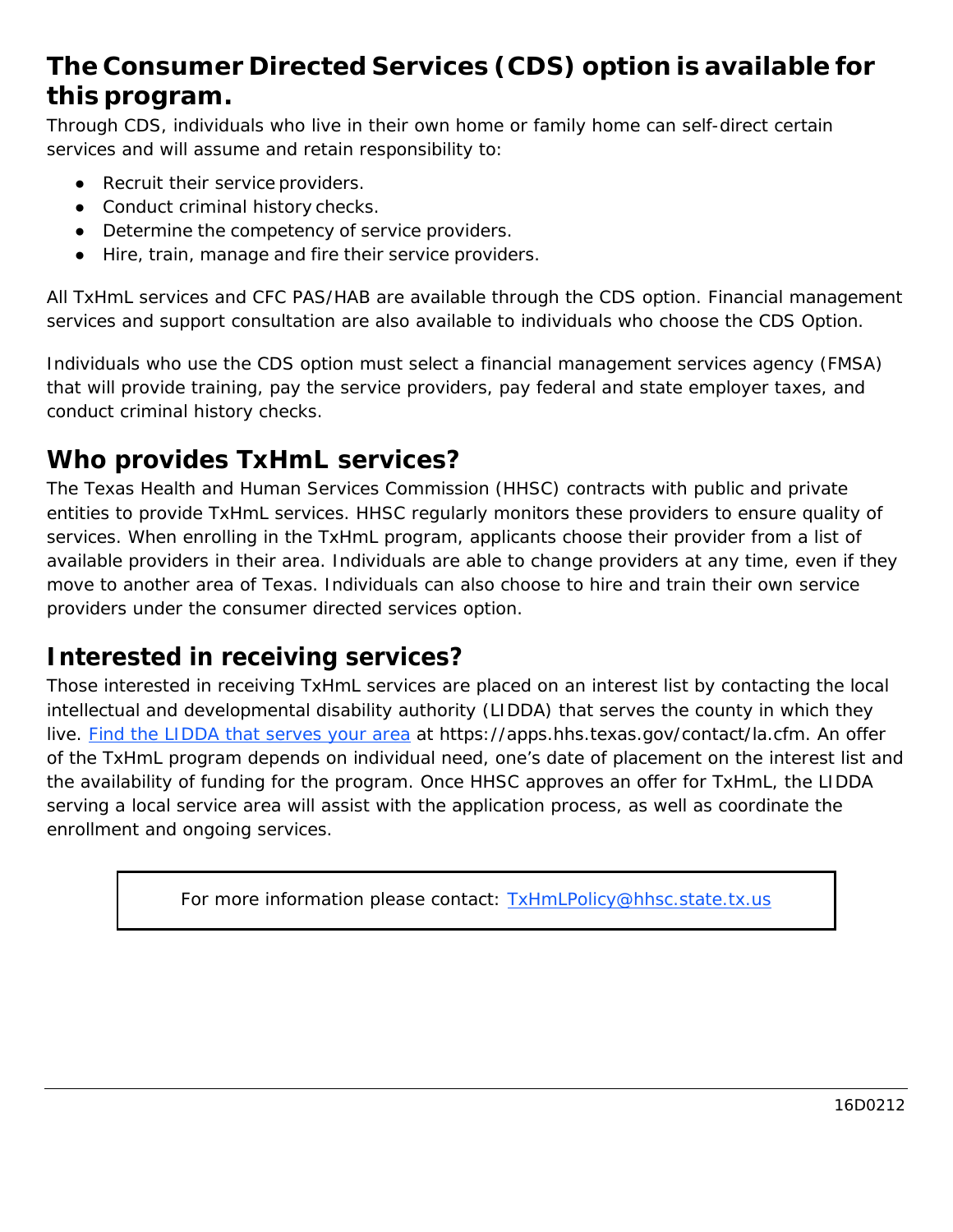## The Consumer Directed Services (CDS) option is available for this program.

Through CDS, individuals who live in their own home or family home can self-direct certain services and will assume and retain responsibility to:

- Recruit their service providers.
- Conduct criminal history checks.
- Determine the competency of service providers.
- Hire, train, manage and fire their service providers.

All TxHmL services and CFC PAS/HAB are available through the CDS option. Financial management services and support consultation are also available to individuals who choose the CDS Option.

Individuals who use the CDS option must select a financial management services agency (FMSA) that will provide training, pay the service providers, pay federal and state employer taxes, and conduct criminal history checks.

## Who provides TxHmL services?

The Texas Health and Human Services Commission (HHSC) contracts with public and private entities to provide TxHmL services. HHSC regularly monitors these providers to ensure quality of services. When enrolling in the TxHmL program, applicants choose their provider from a list of available providers in their area. Individuals are able to change providers at any time, even if they move to another area of Texas. Individuals can also choose to hire and train their own service providers under the consumer directed services option.

## Interested in receiving services?

Those interested in receiving TxHmL services are placed on an interest list by contacting the local intellectual and developmental disability authority (LIDDA) that serves the county in which they live. [Find the LIDDA that serves your area](https://apps.hhs.texas.gov/contact/la.cfm) at https://apps.hhs.texas.gov/contact/la.cfm. An offer of the TxHmL program depends on individual need, one's date of placement on the interest list and the availability of funding for the program. Once HHSC approves an offer for TxHmL, the LIDDA serving a local service area will assist with the application process, as well as coordinate the enrollment and ongoing services.

For more information please contact: [TxHmLPolicy@hhsc.state.tx.us](mailto:TxHmLPolicy@hhsc.state.tx.us)

16D0212